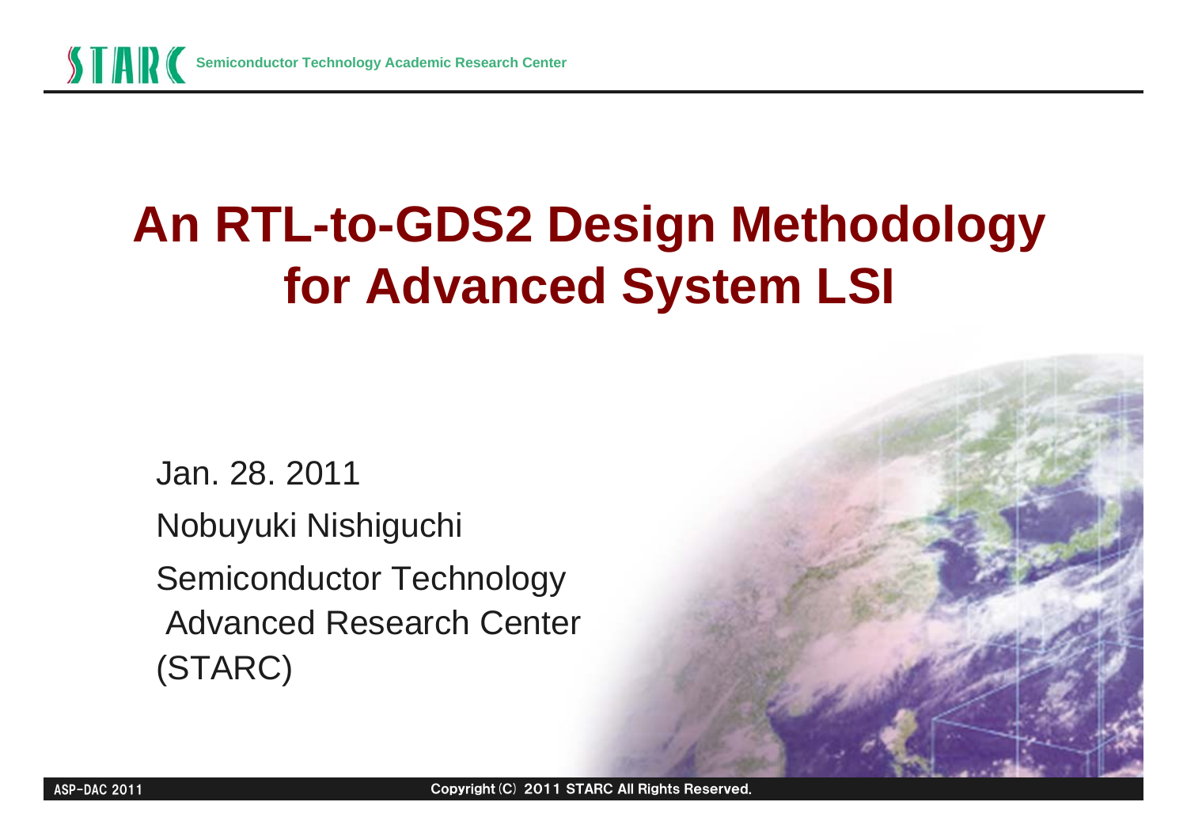# An RTL-to-GDS2 Design Methodology for Advanced System LSI

Jan. 28. 2011

Nobuyuki Nishiguchi

Semiconductor Technology Advanced Research Center (STARC)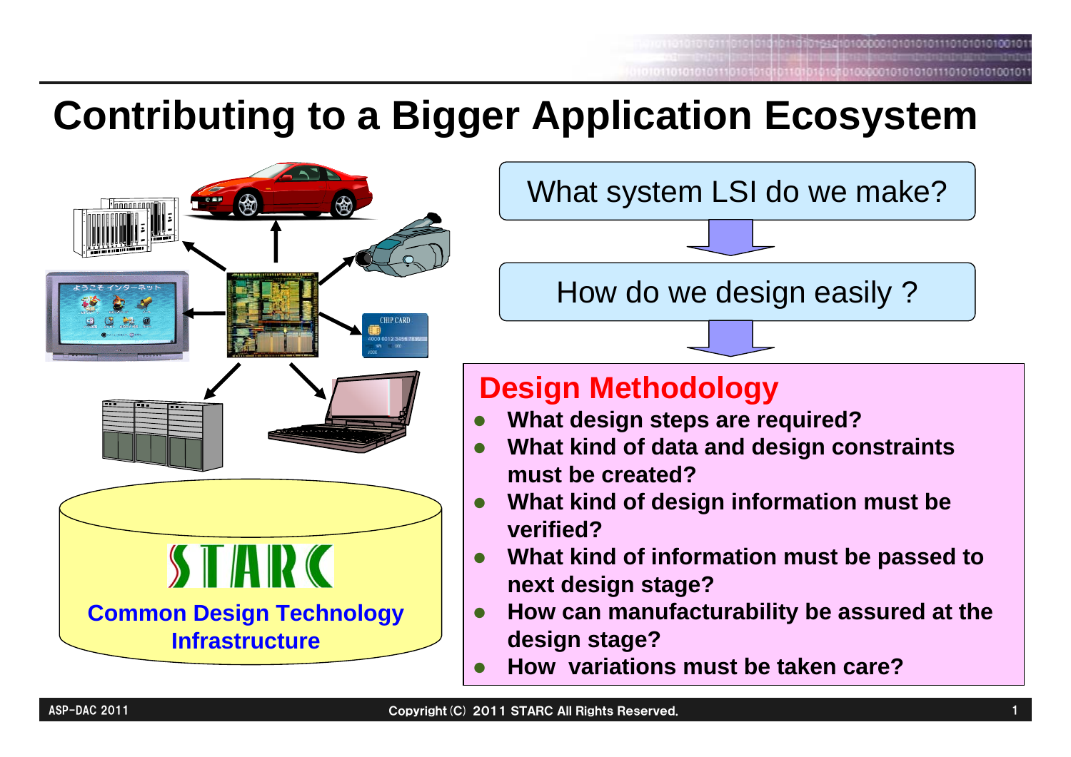# Contributing to a Bigger Application Ecosystem

STARC

Common Design Technology Infrastructure

What system LSI do we make?

How do we design easily ?

## Design Methodology

- **What design steps are required?**
- **What kind of data and design constraints must be created?**
- **What kind of design information must be verified?**
- **What kind of information must be passed to next design stage?**
- **How can manufacturability be assured at the design stage?**
- **How  variations must be taken care?**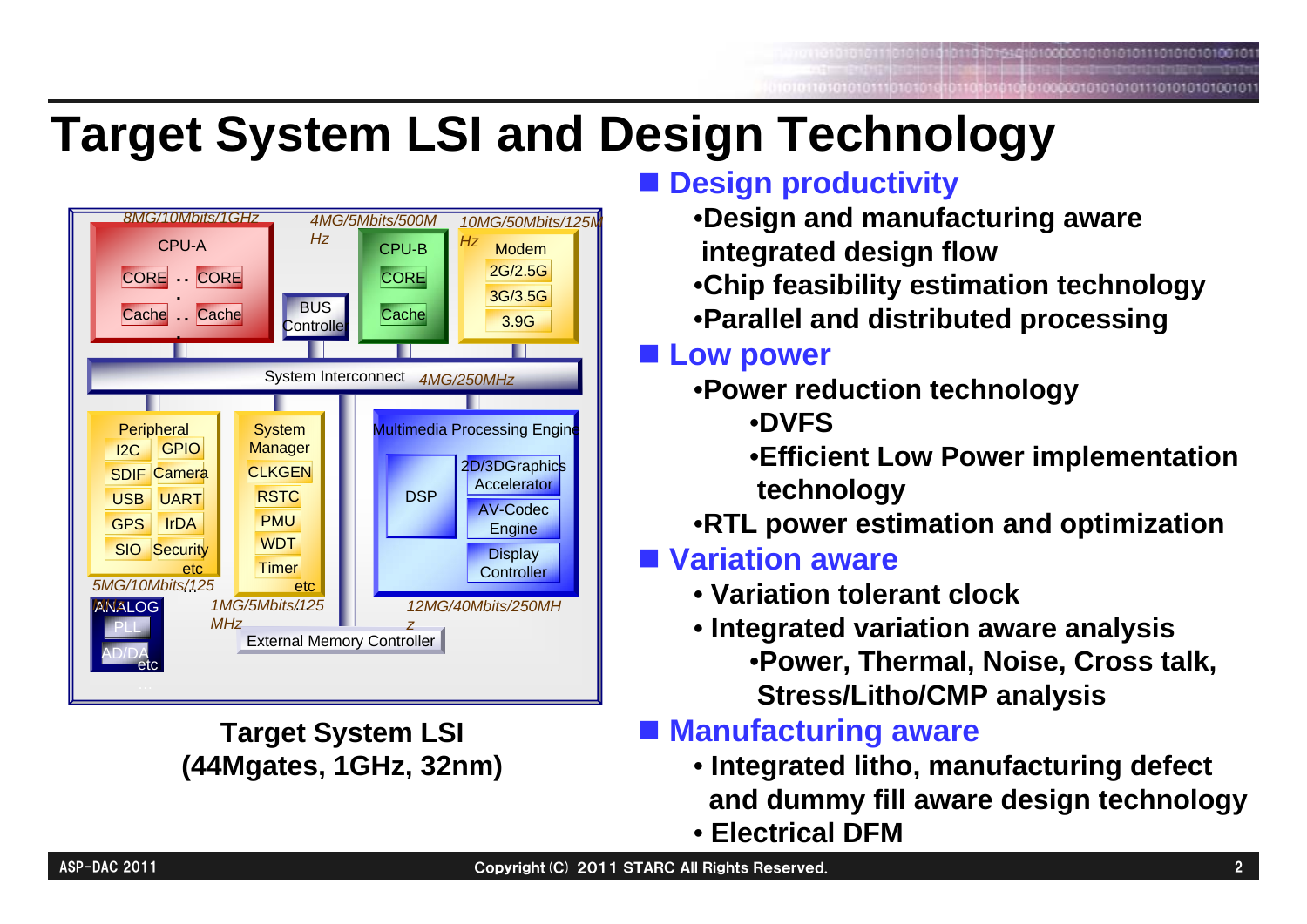# Target System LSI and Design Technology

8MG/10Mbits/1GHz

CPU-A

CORE .. CORE

Cache .. Cache

4MG/5Mbits/500MHz

BUS Controller

CPU-B

CORE

Cache

10MG/50Mbits/125MHz

Modem

2G/2.5G

3G/3.5G

3.9G

System Interconnect 4MG/250MHz

Peripheral

I2C GPIO

SDIF Camera

USB UART

GPS IrDA

SIO Security

etc

5MG/10Mbits/125MHz

System Manager

CLKGEN

RSTC

PMU

WDT

Timer

etc

Multimedia Processing Engine

DSP

2D/3DGraphics Accelerator

AV-Codec Engine

Display Controller

ANALOG

PLL

AD/DA

etc

1MG/5Mbits/125MHz

12MG/40Mbits/250MHz

External Memory Controller

**Target System LSI**
**(44Mgates, 1GHz, 32nm)**

- **Design productivity**
  - **Design and manufacturing aware integrated design flow**
  - **Chip feasibility estimation technology**
  - **Parallel and distributed processing**
- **Low power**
  - **Power reduction technology**
    - **DVFS**
    - **Efficient Low Power implementation technology**
  - **RTL power estimation and optimization**
- **Variation aware**
  - **Variation tolerant clock**
  - **Integrated variation aware analysis**
    - **Power, Thermal, Noise, Cross talk, Stress/Litho/CMP analysis**
- **Manufacturing aware**
  - **Integrated litho, manufacturing defect and dummy fill aware design technology**
  - **Electrical DFM**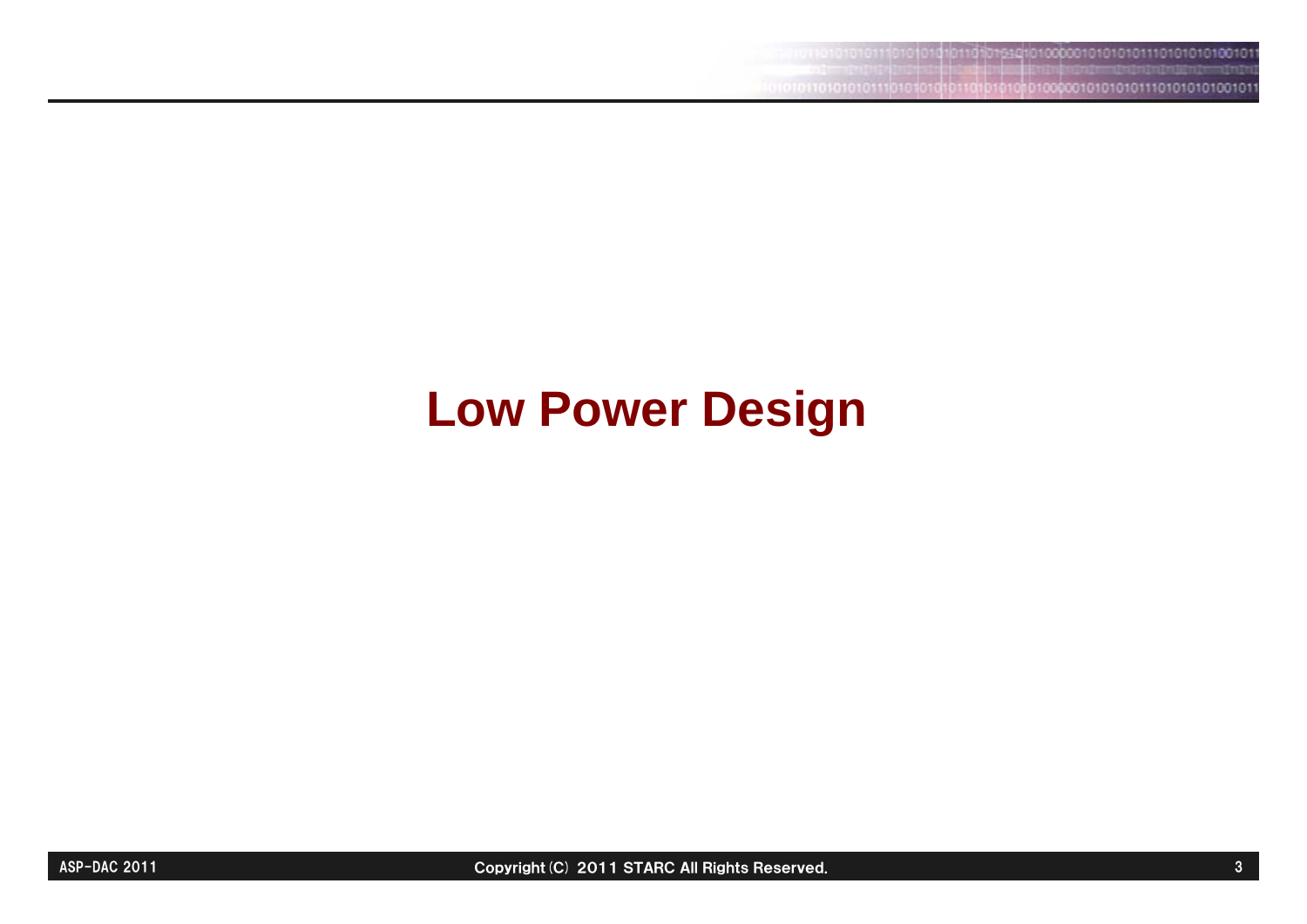# Low Power Design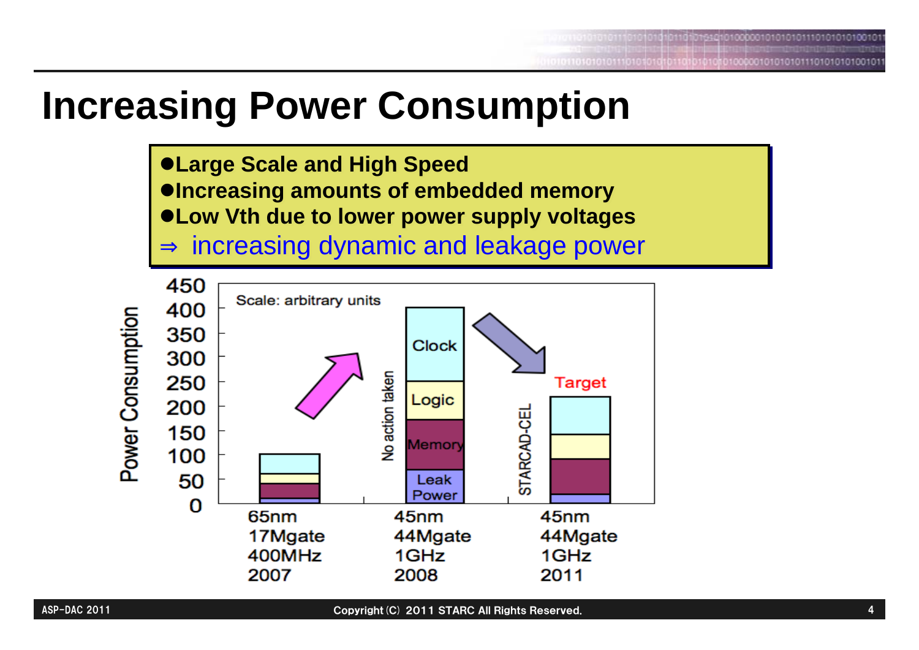# Increasing Power Consumption

- Large Scale and High Speed
- Increasing amounts of embedded memory
- Low Vth due to lower power supply voltages

⇒ increasing dynamic and leakage power

Power Consumption

Scale: arbitrary units

| | 65nm 17Mgate 400MHz 2007 | 45nm 44Mgate 1GHz 2008 (No action taken) | 45nm 44Mgate 1GHz 2011 (STARCAD-CEL) Target |
|---|---|---|---|
| Components | Clock, Logic, Memory, Leak Power | Clock, Logic, Memory, Leak Power | Clock, Logic, Memory, Leak Power |
| Total (approx.) | 100 | 400 | 220 |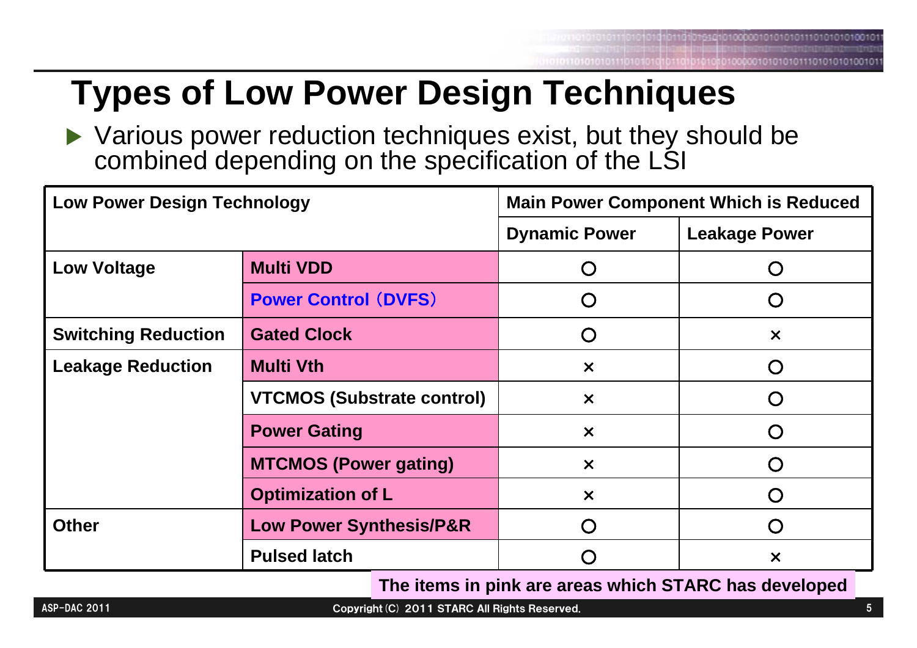# Types of Low Power Design Techniques

- Various power reduction techniques exist, but they should be combined depending on the specification of the LSI

| Low Power Design Technology | | Main Power Component Which is Reduced | |
|---|---|---|---|
| | | Dynamic Power | Leakage Power |
| Low Voltage | Multi VDD | ○ | ○ |
| | Power Control（DVFS） | ○ | ○ |
| Switching Reduction | Gated Clock | ○ | × |
| Leakage Reduction | Multi Vth | × | ○ |
| | VTCMOS (Substrate control) | × | ○ |
| | Power Gating | × | ○ |
| | MTCMOS (Power gating) | × | ○ |
| | Optimization of L | × | ○ |
| Other | Low Power Synthesis/P&R | ○ | ○ |
| | Pulsed latch | ○ | × |

The items in pink are areas which STARC has developed

Copyright (C) 2011 STARC All Rights Reserved.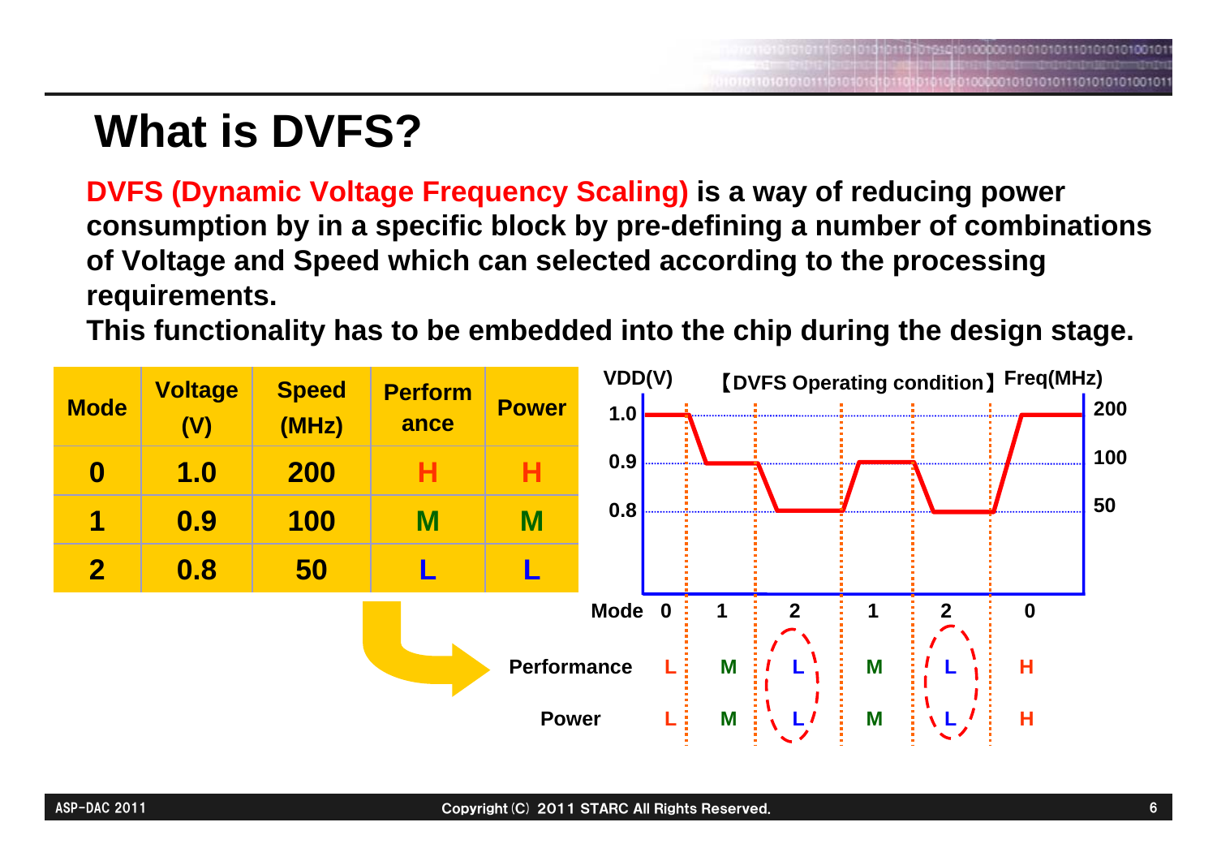# What is DVFS?

**DVFS (Dynamic Voltage Frequency Scaling) is a way of reducing power consumption by in a specific block by pre-defining a number of combinations of Voltage and Speed which can selected according to the processing requirements.**

**This functionality has to be embedded into the chip during the design stage.**

| Mode | Voltage (V) | Speed (MHz) | Performance | Power |
|---|---|---|---|---|
| 0 | 1.0 | 200 | H | H |
| 1 | 0.9 | 100 | M | M |
| 2 | 0.8 | 50 | L | L |

【DVFS Operating condition】

VDD(V) / Freq(MHz): 1.0 / 200, 0.9 / 100, 0.8 / 50

| Mode | 0 | 1 | 2 | 1 | 2 | 0 |
|---|---|---|---|---|---|---|
| Performance | L | M | L | M | L | H |
| Power | L | M | L | M | L | H |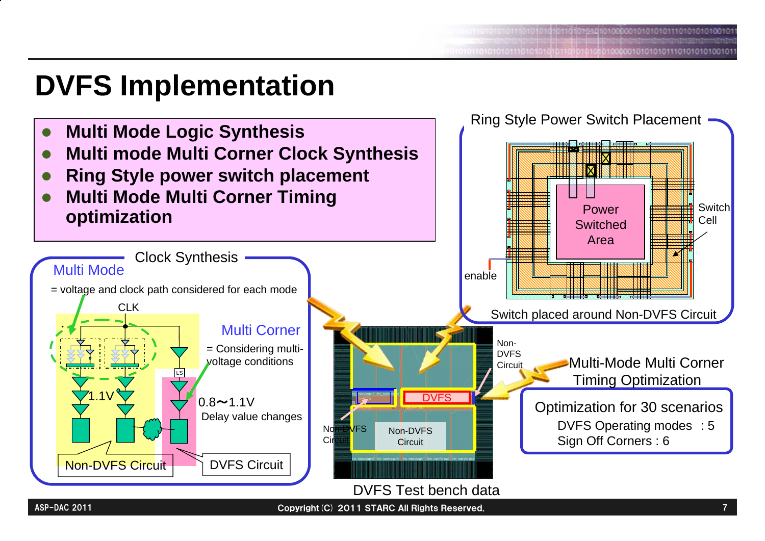# DVFS Implementation

- **Multi Mode Logic Synthesis**
- **Multi mode Multi Corner Clock Synthesis**
- **Ring Style power switch placement**
- **Multi Mode Multi Corner Timing optimization**

## Clock Synthesis

Multi Mode

= voltage and clock path considered for each mode

CLK

Multi Corner

= Considering multi-voltage conditions

1.1V

LS

0.8〜1.1V

Delay value changes

Non-DVFS Circuit

DVFS Circuit

## Ring Style Power Switch Placement

Power Switched Area

Switch Cell

enable

Switch placed around Non-DVFS Circuit

Non-DVFS Circuit

DVFS

Non-DVFS Circuit

Non-DVFS Circuit

DVFS Test bench data

## Multi-Mode Multi Corner Timing Optimization

Optimization for 30 scenarios

DVFS Operating modes : 5

Sign Off Corners : 6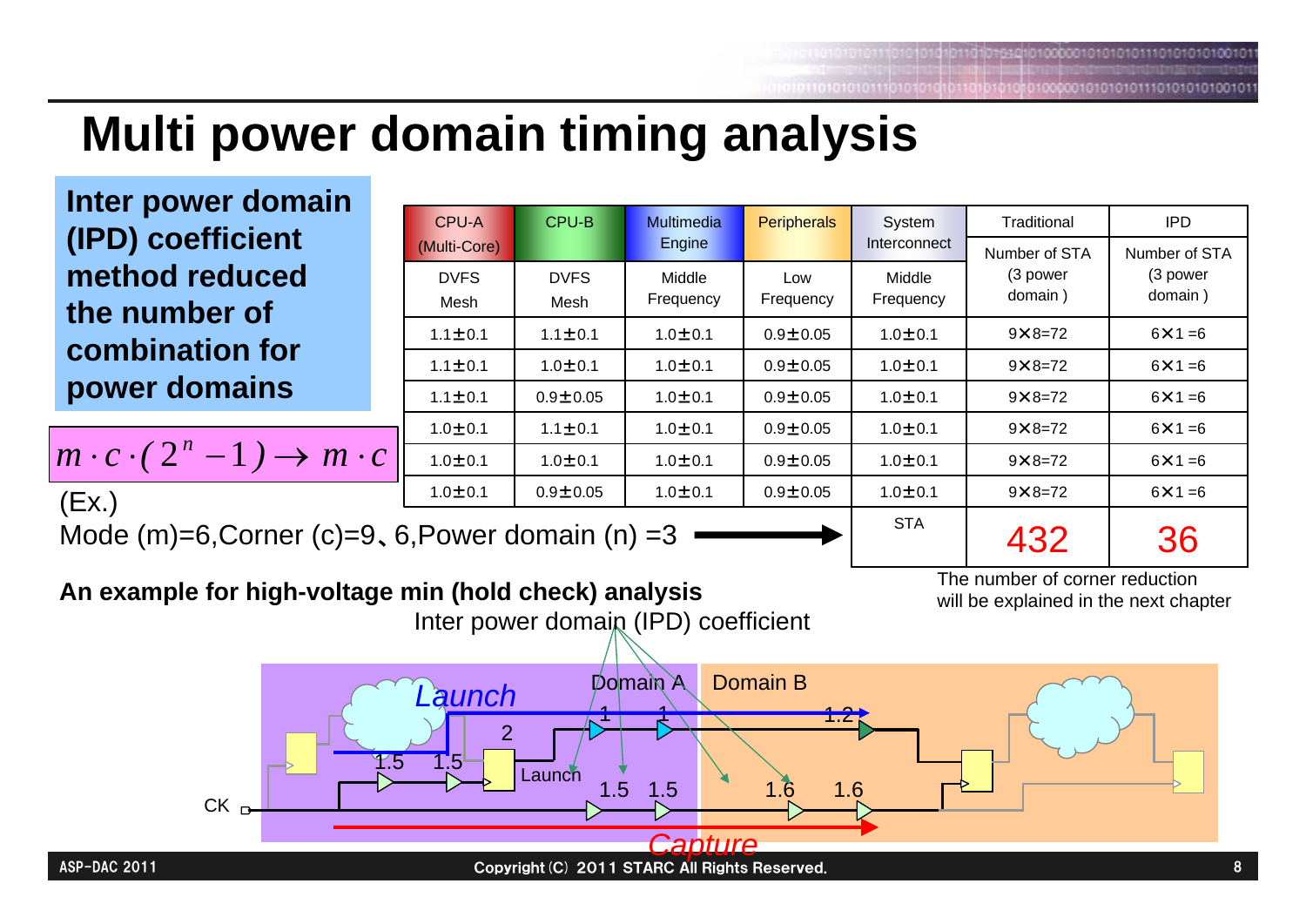# Multi power domain timing analysis

**Inter power domain (IPD) coefficient method reduced the number of combination for power domains**

$$m \cdot c \cdot (2^n - 1) \rightarrow m \cdot c$$

(Ex.)
Mode (m)=6,Corner (c)=9、6,Power domain (n) =3

| CPU-A (Multi-Core) | CPU-B | Multimedia Engine | Peripherals | System Interconnect | Traditional | IPD |
|---|---|---|---|---|---|---|
| DVFS Mesh | DVFS Mesh | Middle Frequency | Low Frequency | Middle Frequency | Number of STA (3 power domain ) | Number of STA (3 power domain ) |
| 1.1±0.1 | 1.1±0.1 | 1.0±0.1 | 0.9±0.05 | 1.0±0.1 | 9×8=72 | 6×1 =6 |
| 1.1±0.1 | 1.0±0.1 | 1.0±0.1 | 0.9±0.05 | 1.0±0.1 | 9×8=72 | 6×1 =6 |
| 1.1±0.1 | 0.9±0.05 | 1.0±0.1 | 0.9±0.05 | 1.0±0.1 | 9×8=72 | 6×1 =6 |
| 1.0±0.1 | 1.1±0.1 | 1.0±0.1 | 0.9±0.05 | 1.0±0.1 | 9×8=72 | 6×1 =6 |
| 1.0±0.1 | 1.0±0.1 | 1.0±0.1 | 0.9±0.05 | 1.0±0.1 | 9×8=72 | 6×1 =6 |
| 1.0±0.1 | 0.9±0.05 | 1.0±0.1 | 0.9±0.05 | 1.0±0.1 | 9×8=72 | 6×1 =6 |
| | | | | STA | 432 | 36 |

The number of corner reduction will be explained in the next chapter

**An example for high-voltage min (hold check) analysis**

Inter power domain (IPD) coefficient

Domain A — Domain B

Launch — Capture — CK

Launch: 1.5, 1.5, 2, 1, 1, 1.2

Capture: 1.5, 1.5, 1.6, 1.6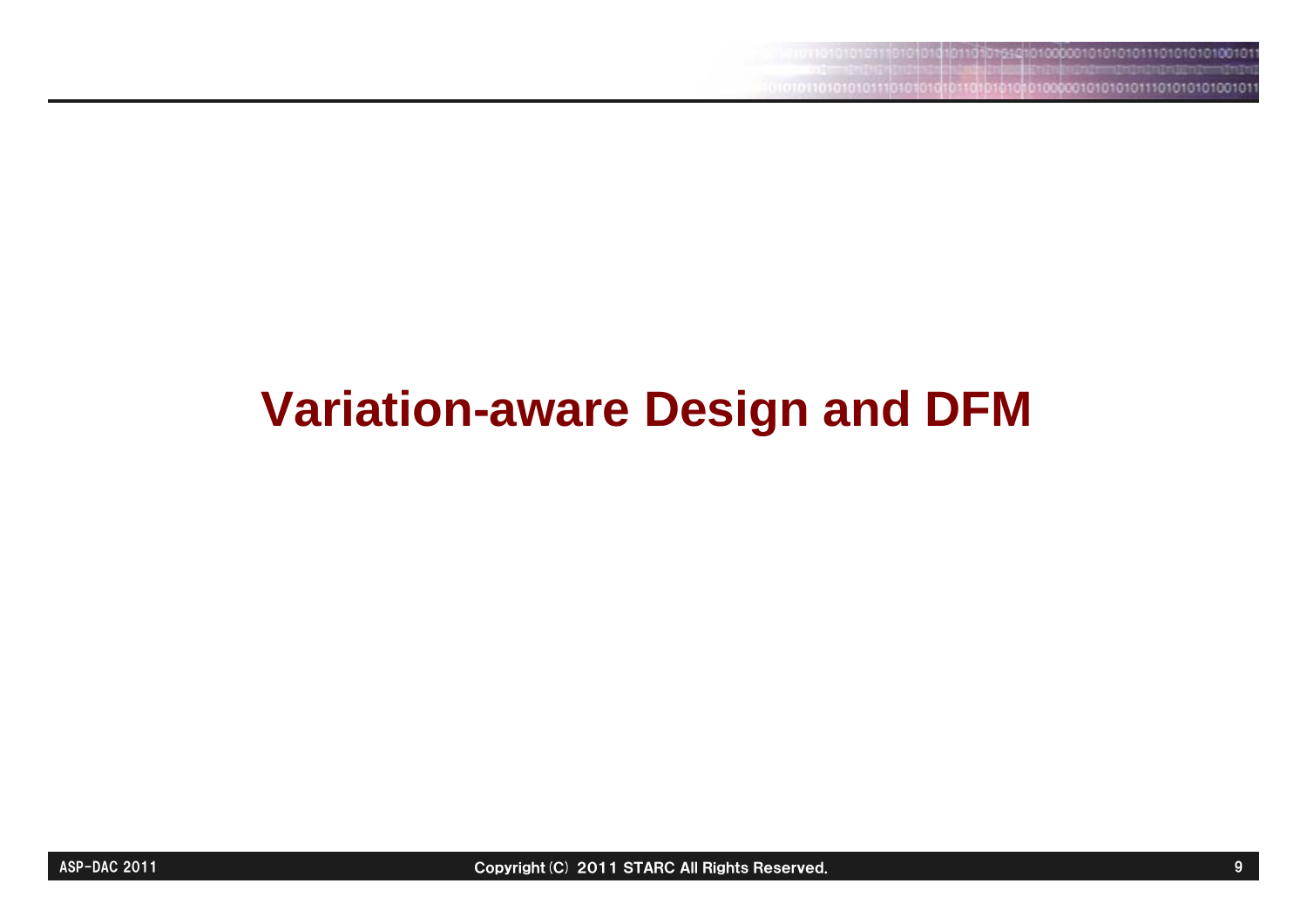# Variation-aware Design and DFM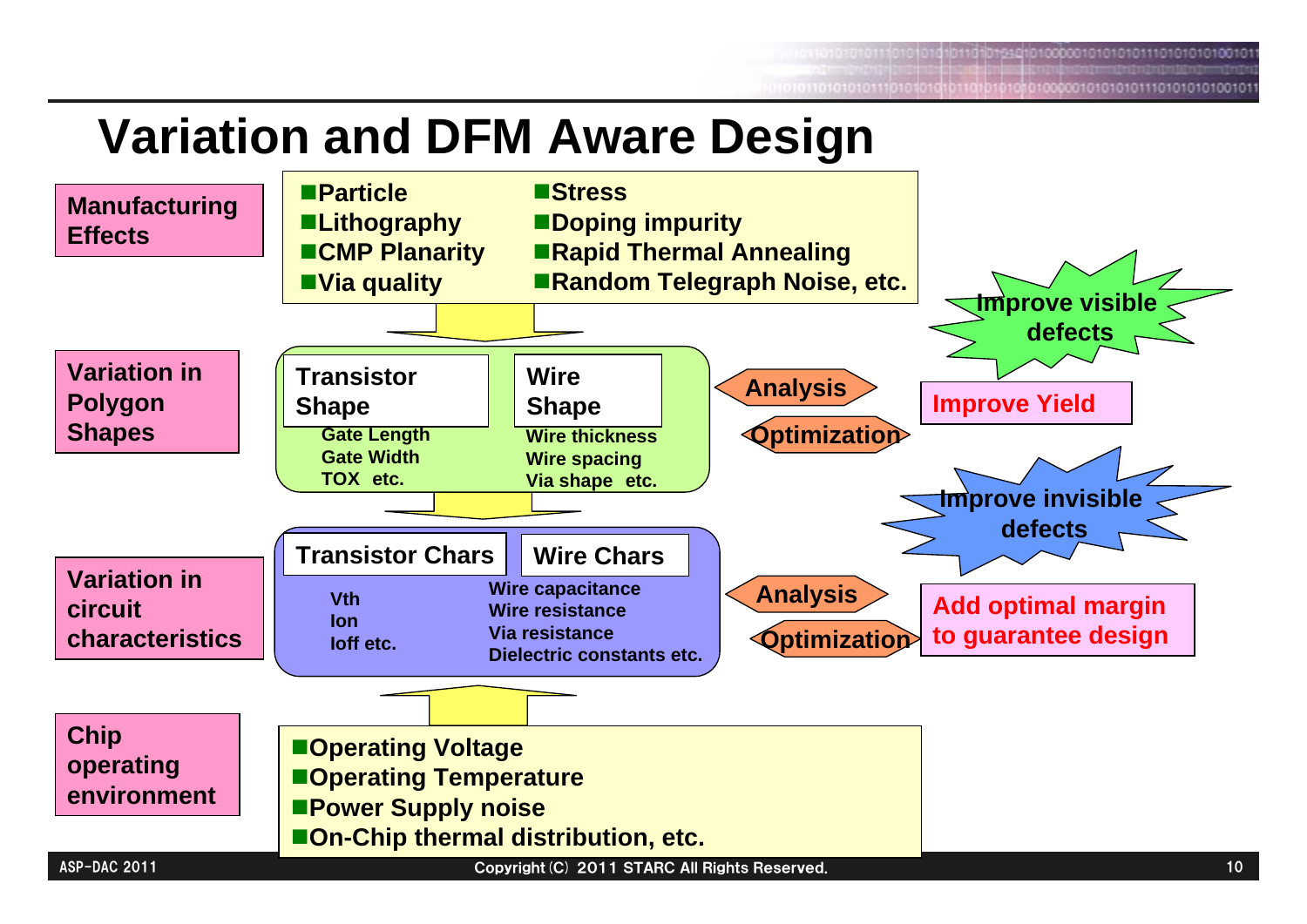# Variation and DFM Aware Design

**Manufacturing Effects**

- Particle
- Lithography
- CMP Planarity
- Via quality
- Stress
- Doping impurity
- Rapid Thermal Annealing
- Random Telegraph Noise, etc.

**Variation in Polygon Shapes**

**Transistor Shape**
- Gate Length
- Gate Width
- TOX etc.

**Wire Shape**
- Wire thickness
- Wire spacing
- Via shape etc.

Analysis / Optimization → Improve Yield

Improve visible defects

**Variation in circuit characteristics**

**Transistor Chars**
- Vth
- Ion
- Ioff etc.

**Wire Chars**
- Wire capacitance
- Wire resistance
- Via resistance
- Dielectric constants etc.

Analysis / Optimization → Add optimal margin to guarantee design

Improve invisible defects

**Chip operating environment**

- Operating Voltage
- Operating Temperature
- Power Supply noise
- On-Chip thermal distribution, etc.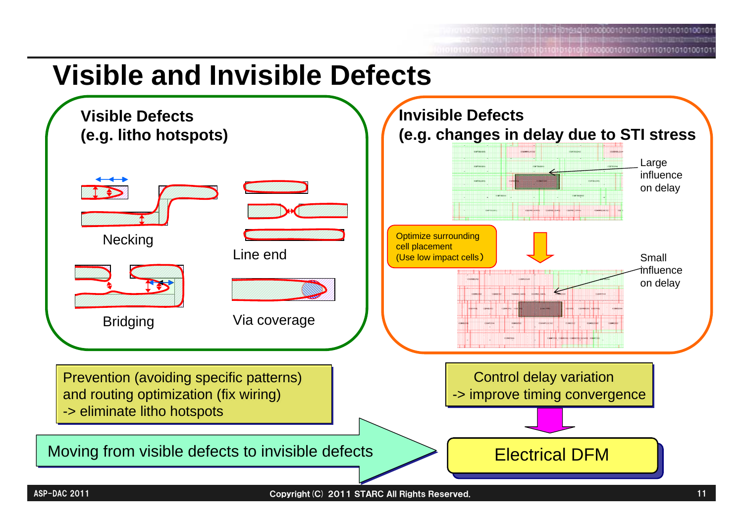# Visible and Invisible Defects

## Visible Defects
**(e.g. litho hotspots)**

Necking

Line end

Bridging

Via coverage

## Invisible Defects
**(e.g. changes in delay due to STI stress**

Large influence on delay

Optimize surrounding cell placement
(Use low impact cells)

Small influence on delay

Prevention (avoiding specific patterns) and routing optimization (fix wiring)
-> eliminate litho hotspots

Control delay variation
-> improve timing convergence

Moving from visible defects to invisible defects

Electrical DFM

ASP-DAC 2011

Copyright (C) 2011 STARC All Rights Reserved.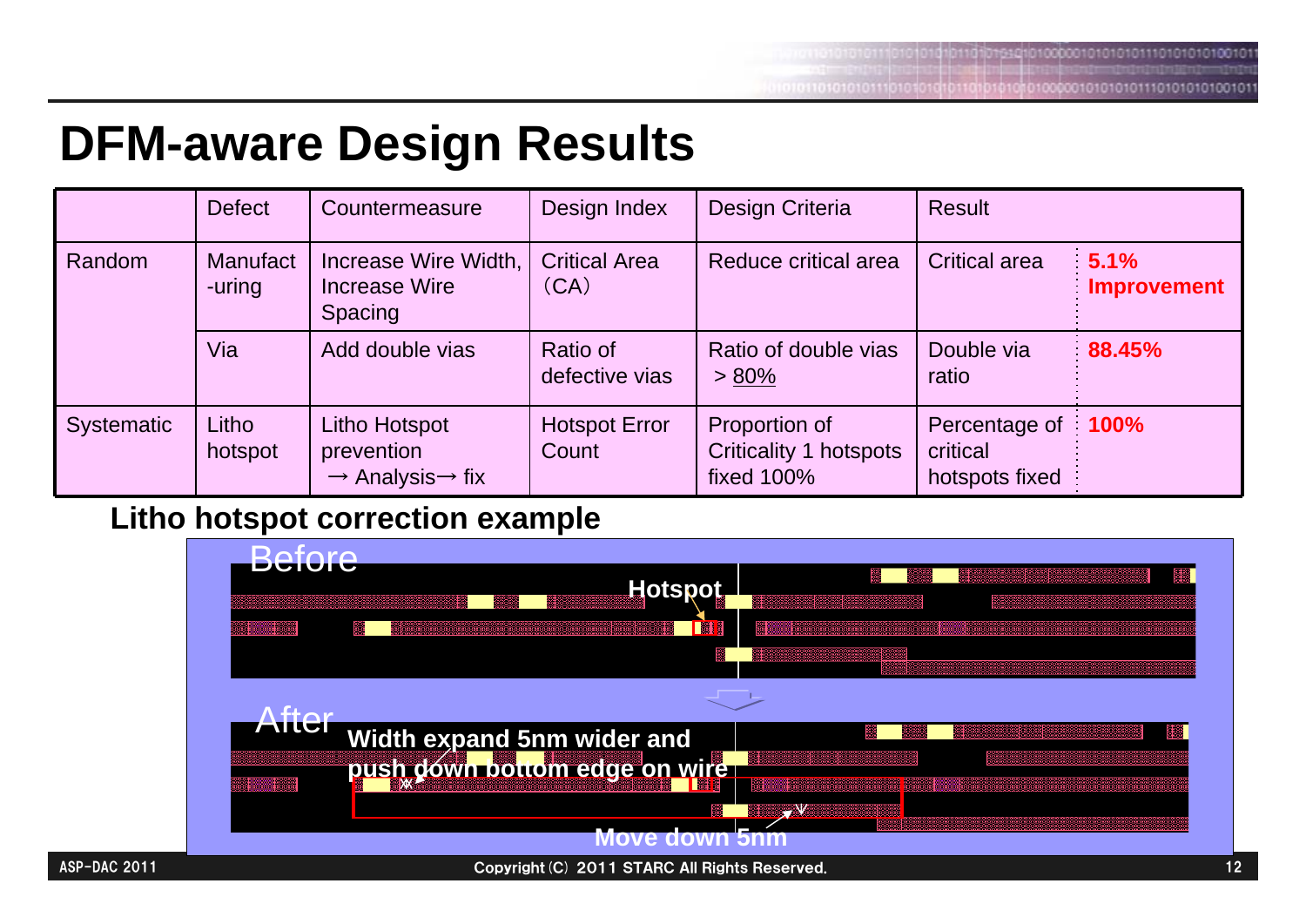# DFM-aware Design Results

| | Defect | Countermeasure | Design Index | Design Criteria | Result | |
|---|---|---|---|---|---|---|
| Random | Manufact-uring | Increase Wire Width, Increase Wire Spacing | Critical Area (CA) | Reduce critical area | Critical area | **5.1% Improvement** |
| | Via | Add double vias | Ratio of defective vias | Ratio of double vias > 80% | Double via ratio | **88.45%** |
| Systematic | Litho hotspot | Litho Hotspot prevention → Analysis→ fix | Hotspot Error Count | Proportion of Criticality 1 hotspots fixed 100% | Percentage of critical hotspots fixed | **100%** |

**Litho hotspot correction example**

Before

Hotspot

After

**Width expand 5nm wider and push down bottom edge on wire**

**Move down 5nm**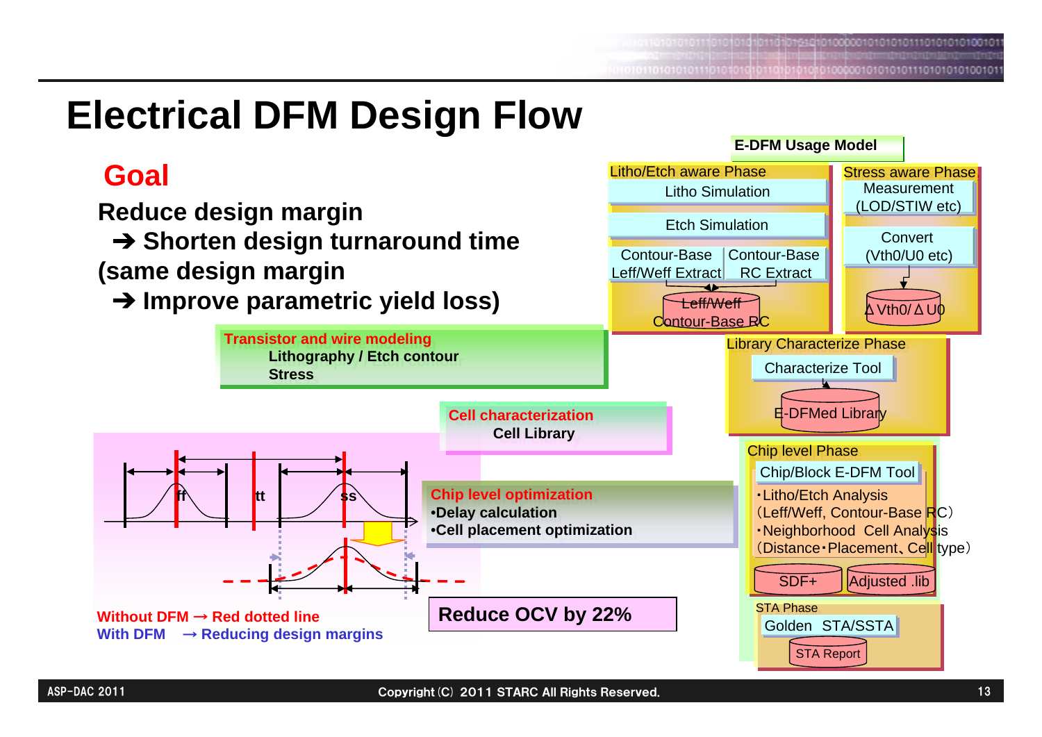# Electrical DFM Design Flow

## Goal

**Reduce design margin**

**➔ Shorten design turnaround time**

**(same design margin**

**➔ Improve parametric yield loss)**

**Transistor and wire modeling**
- **Lithography / Etch contour**
- **Stress**

**Cell characterization**
- **Cell Library**

**Chip level optimization**
- **•Delay calculation**
- **•Cell placement optimization**

ff tt ss

**Without DFM → Red dotted line**

**With DFM → Reducing design margins**

**Reduce OCV by 22%**

**E-DFM Usage Model**

Litho/Etch aware Phase
- Litho Simulation
- Etch Simulation
- Contour-Base Leff/Weff Extract
- Contour-Base RC Extract
- Leff/Weff Contour-Base RC

Stress aware Phase
- Measurement (LOD/STIW etc)
- Convert (Vth0/U0 etc)
- ΔVth0/ΔU0

Library Characterize Phase
- Characterize Tool
- E-DFMed Library

Chip level Phase
- Chip/Block E-DFM Tool
- ・Litho/Etch Analysis (Leff/Weff, Contour-Base RC)
- ・Neighborhood Cell Analysis (Distance・Placement、Cell type)
- SDF+
- Adjusted .lib

STA Phase
- Golden STA/SSTA
- STA Report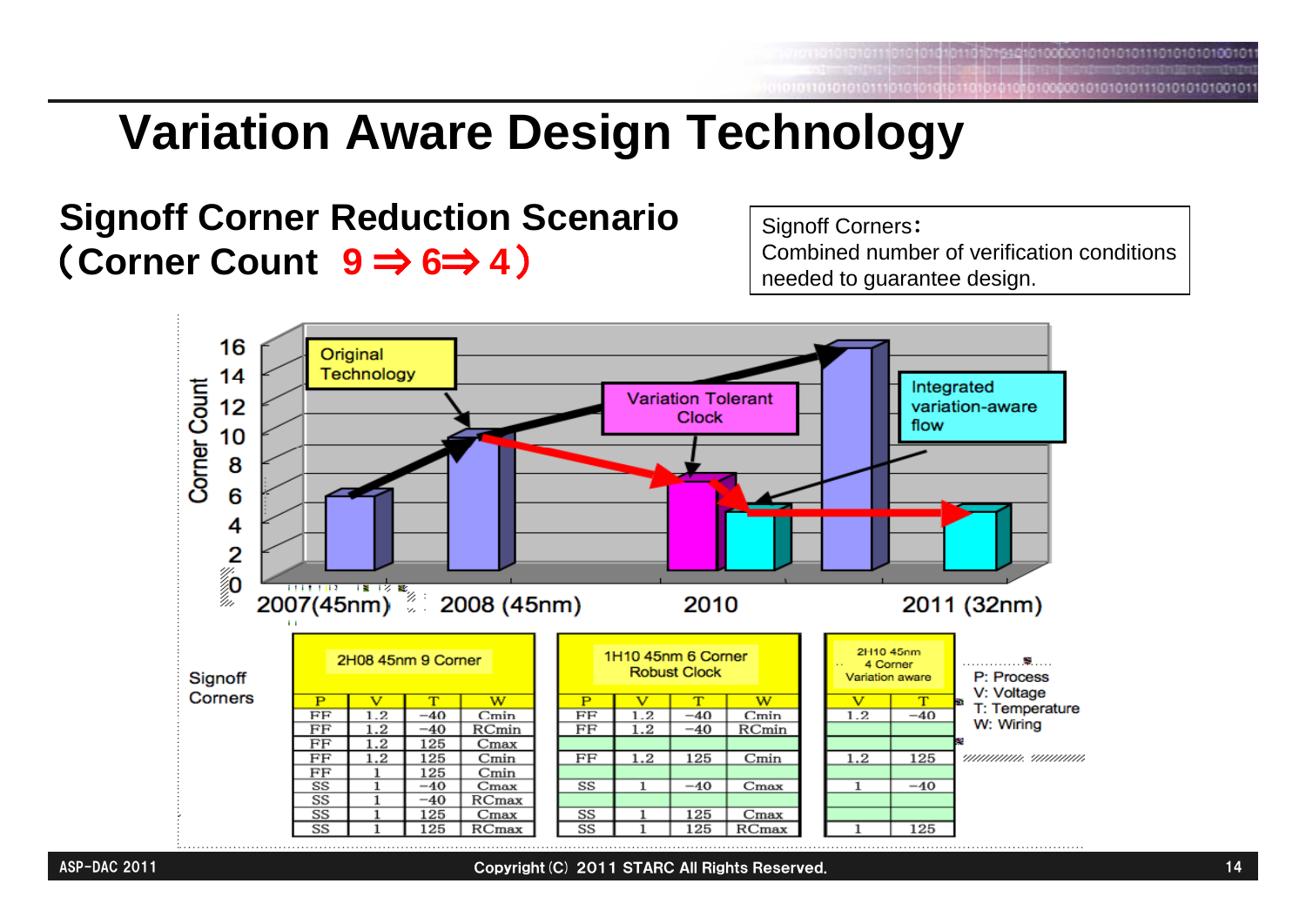# Variation Aware Design Technology

## Signoff Corner Reduction Scenario (Corner Count 9 ⇒ 6⇒ 4)

Signoff Corners: Combined number of verification conditions needed to guarantee design.

Corner Count

- Original Technology
- Variation Tolerant Clock
- Integrated variation-aware flow

2007(45nm) | 2008 (45nm) | 2010 | 2011 (32nm)

**Signoff Corners**

2H08 45nm 9 Corner

| P | V | T | W |
|---|---|---|---|
| FF | 1.2 | −40 | Cmin |
| FF | 1.2 | −40 | RCmin |
| FF | 1.2 | 125 | Cmax |
| FF | 1.2 | 125 | Cmin |
| FF | 1 | 125 | Cmin |
| SS | 1 | −40 | Cmax |
| SS | 1 | −40 | RCmax |
| SS | 1 | 125 | Cmax |
| SS | 1 | 125 | RCmax |

1H10 45nm 6 Corner Robust Clock

| P | V | T | W |
|---|---|---|---|
| FF | 1.2 | −40 | Cmin |
| FF | 1.2 | −40 | RCmin |
| | | | |
| FF | 1.2 | 125 | Cmin |
| SS | 1 | −40 | Cmax |
| | | | |
| SS | 1 | 125 | Cmax |
| SS | 1 | 125 | RCmax |

2H10 45nm 4 Corner Variation aware

| V | T |
|---|---|
| 1.2 | −40 |
| | |
| 1.2 | 125 |
| 1 | −40 |
| | |
| 1 | 125 |

P: Process
V: Voltage
T: Temperature
W: Wiring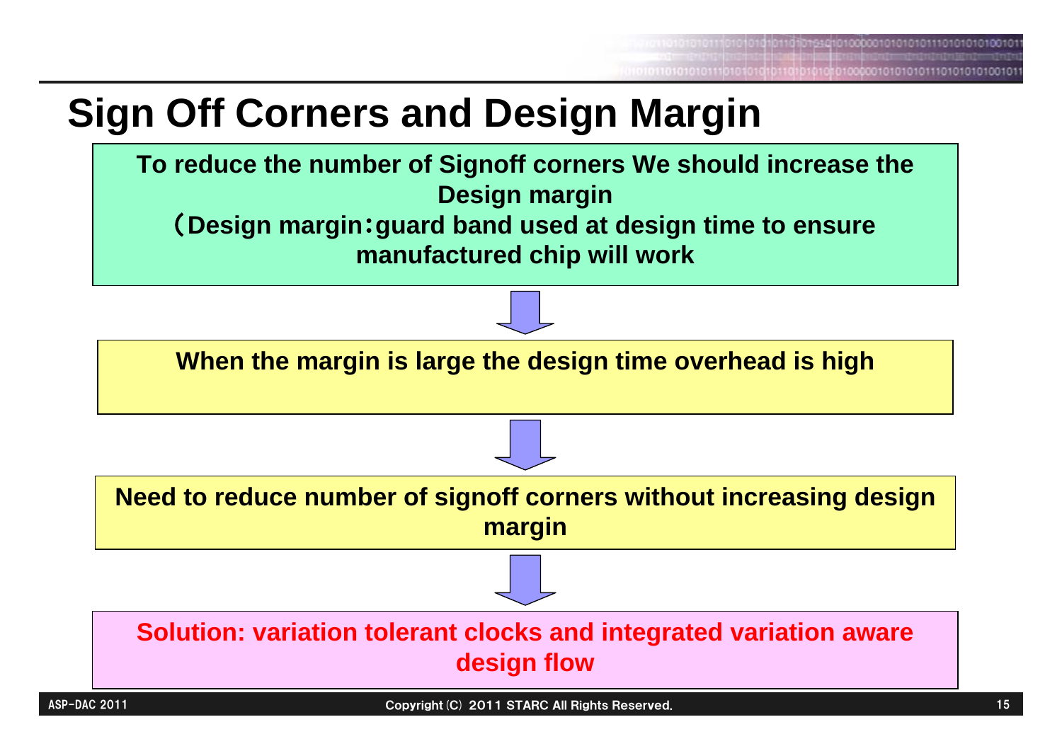# Sign Off Corners and Design Margin

**To reduce the number of Signoff corners We should increase the Design margin**
**（Design margin：guard band used at design time to ensure manufactured chip will work**

↓

**When the margin is large the design time overhead is high**

↓

**Need to reduce number of signoff corners without increasing design margin**

↓

**Solution: variation tolerant clocks and integrated variation aware design flow**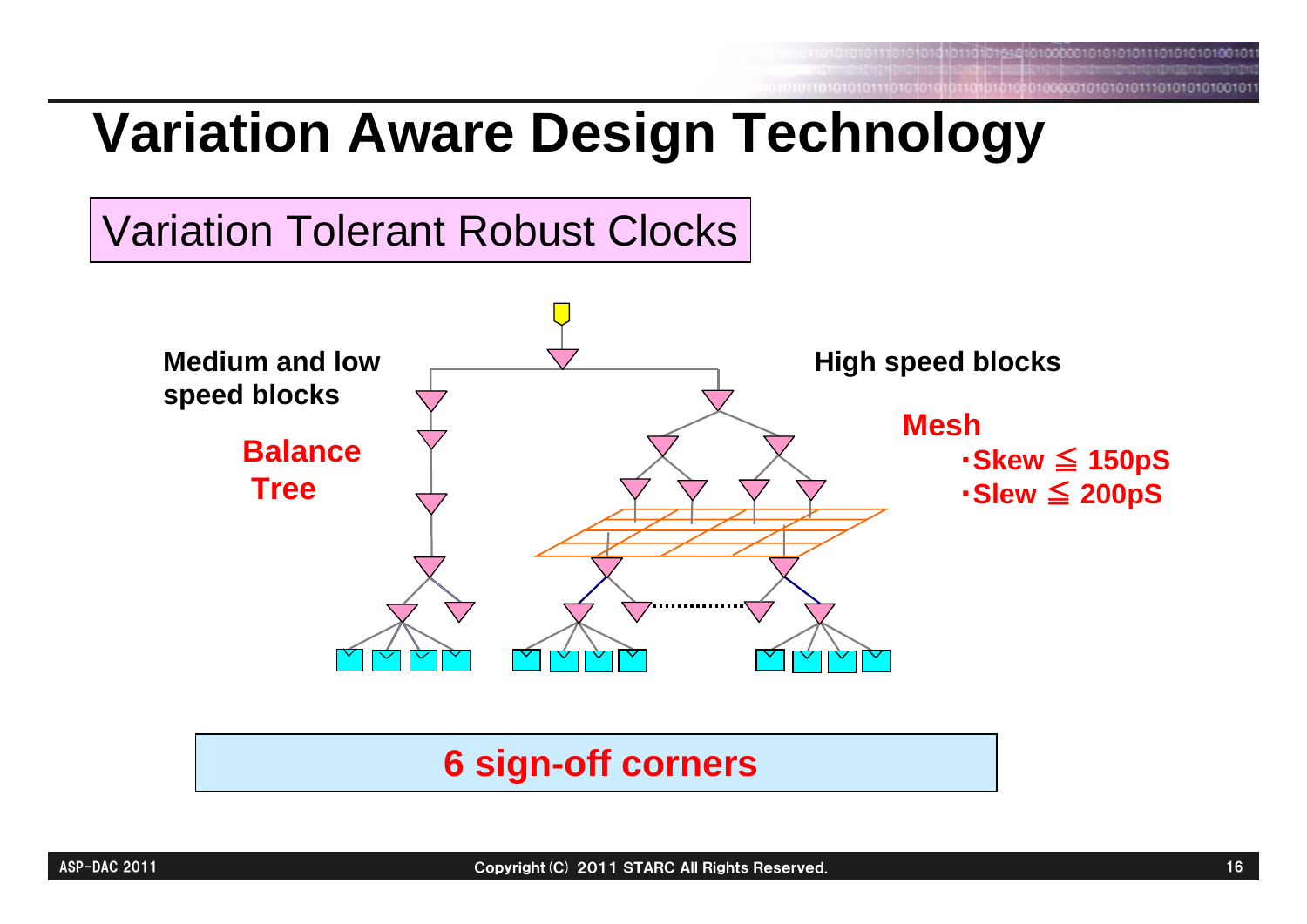# Variation Aware Design Technology

## Variation Tolerant Robust Clocks

**Medium and low speed blocks**

**Balance Tree**

**High speed blocks**

**Mesh**

- **Skew ≦ 150pS**
- **Slew ≦ 200pS**

**6 sign-off corners**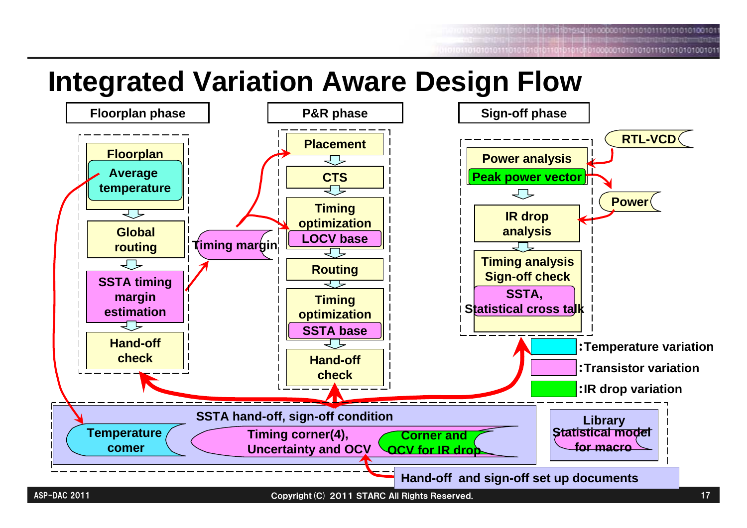# Integrated Variation Aware Design Flow

**Floorplan phase**

- Floorplan
  - Average temperature
- Global routing
- SSTA timing margin estimation
- Hand-off check

**P&R phase**

- Placement
- CTS
- Timing optimization
  - LOCV base
- Routing
- Timing optimization
  - SSTA base
- Hand-off check

Timing margin

**Sign-off phase**

- Power analysis
  - Peak power vector
- IR drop analysis
- Timing analysis Sign-off check
  - SSTA, Statistical cross talk

RTL-VCD

Power

- :Temperature variation
- :Transistor variation
- :IR drop variation

**SSTA hand-off, sign-off condition**

- Temperature corner
- Timing corner(4), Uncertainty and OCV
- Corner and OCV for IR drop

Library Statistical model for macro

Hand-off and sign-off set up documents

ASP-DAC 2011

Copyright (C) 2011 STARC All Rights Reserved.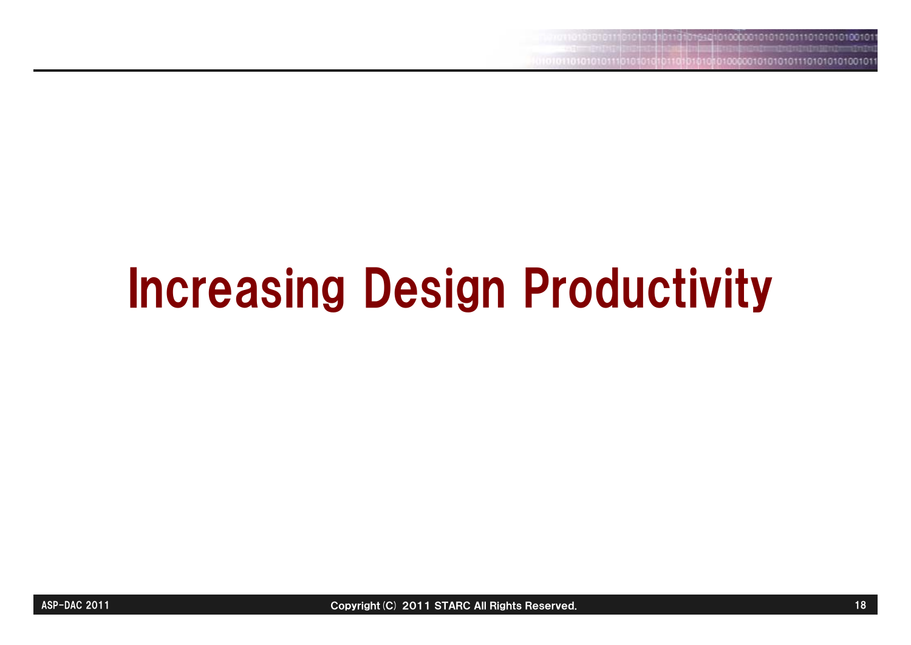# Increasing Design Productivity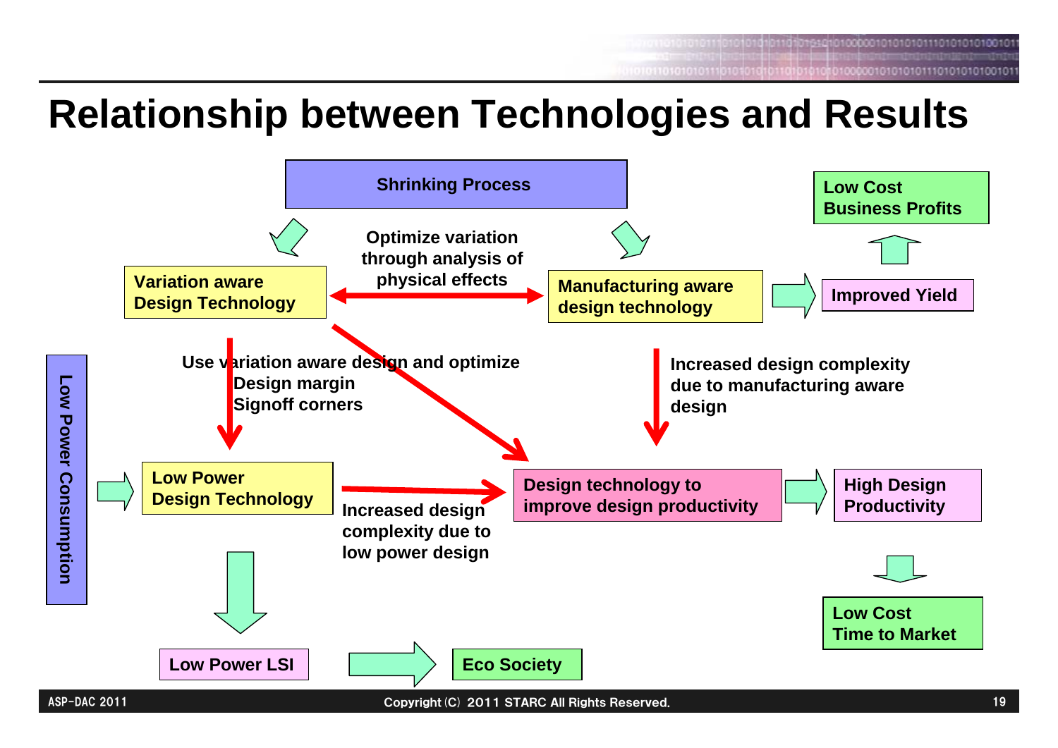# Relationship between Technologies and Results

Shrinking Process

Optimize variation through analysis of physical effects

Variation aware Design Technology

Manufacturing aware design technology

Low Cost Business Profits

Improved Yield

Low Power Consumption

Use variation aware design and optimize
Design margin
Signoff corners

Increased design complexity due to manufacturing aware design

Low Power Design Technology

Design technology to improve design productivity

High Design Productivity

Increased design complexity due to low power design

Low Cost Time to Market

Low Power LSI

Eco Society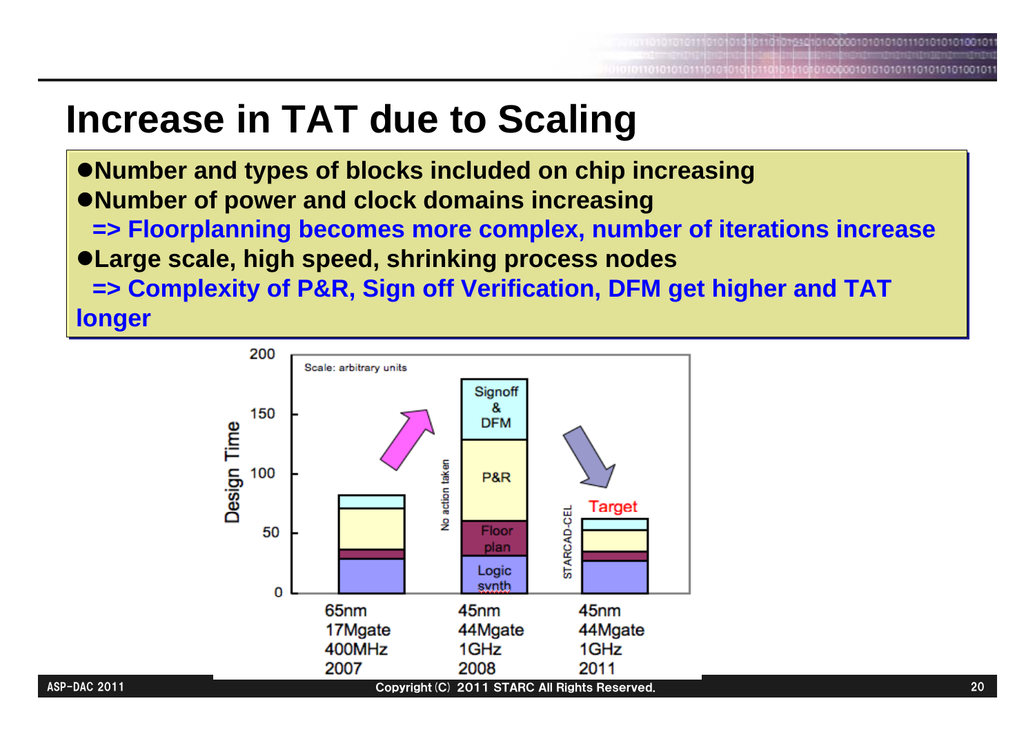# Increase in TAT due to Scaling

- Number and types of blocks included on chip increasing
- Number of power and clock domains increasing
  **=> Floorplanning becomes more complex, number of iterations increase**
- Large scale, high speed, shrinking process nodes
  **=> Complexity of P&R, Sign off Verification, DFM get higher and TAT longer**

Scale: arbitrary units

Design Time

| | 65nm 17Mgate 400MHz 2007 | 45nm 44Mgate 1GHz 2008 | 45nm 44Mgate 1GHz 2011 |
|---|---|---|---|
| Stages | | Signoff & DFM, P&R, Floor plan, Logic synth | Target |
| Note | | No action taken | STARCAD-CEL |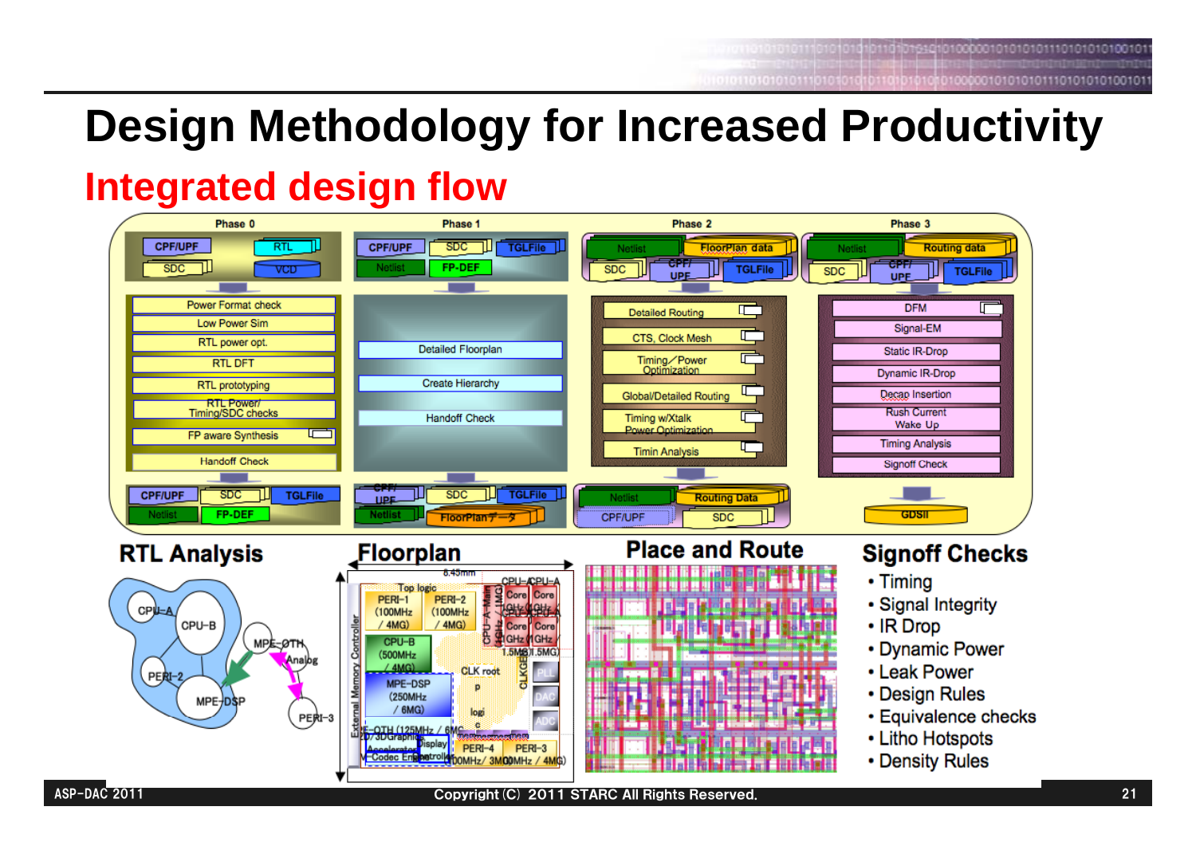# Design Methodology for Increased Productivity

## Integrated design flow

**Phase 0**

Inputs: CPF/UPF, RTL, SDC, VCD

- Power Format check
- Low Power Sim
- RTL power opt.
- RTL DFT
- RTL prototyping
- RTL Power/Timing/SDC checks
- FP aware Synthesis
- Handoff Check

Outputs: CPF/UPF, SDC, TGLFile, Netlist, FP-DEF

**Phase 1**

Inputs: CPF/UPF, SDC, TGLFile, Netlist, FP-DEF

- Detailed Floorplan
- Create Hierarchy
- Handoff Check

Outputs: CPF/UPF, SDC, TGLFile, Netlist, FloorPlanデータ

**Phase 2**

Inputs: Netlist, FloorPlan data, SDC, CPF/UPF, TGLFile

- Detailed Routing
- CTS, Clock Mesh
- Timing/Power Optimization
- Global/Detailed Routing
- Timing w/Xtalk Power Optimization
- Timin Analysis

Outputs: Netlist, Routing Data, CPF/UPF, SDC

**Phase 3**

Inputs: Netlist, Routing data, SDC, CPF/UPF, TGLFile

- DFM
- Signal-EM
- Static IR-Drop
- Dynamic IR-Drop
- Decap Insertion
- Rush Current Wake Up
- Timing Analysis
- Signoff Check

Output: GDSII

### RTL Analysis

### Floorplan

### Place and Route

### Signoff Checks

- Timing
- Signal Integrity
- IR Drop
- Dynamic Power
- Leak Power
- Design Rules
- Equivalence checks
- Litho Hotspots
- Density Rules

ASP-DAC 2011 Copyright (C) 2011 STARC All Rights Reserved.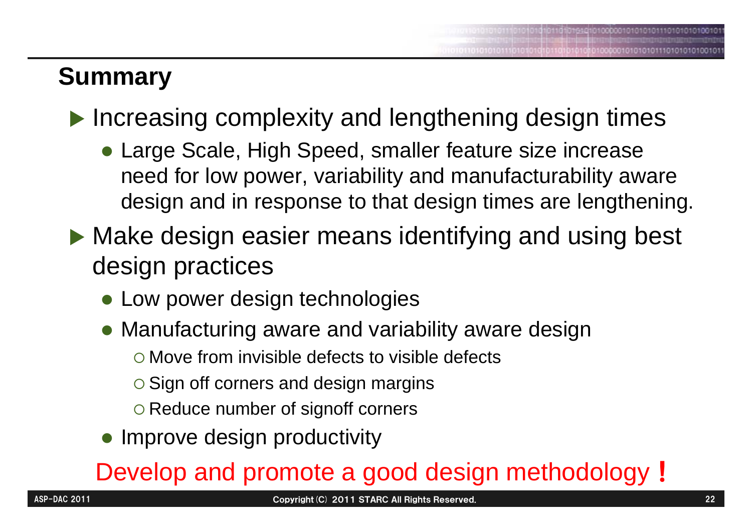## Summary

- Increasing complexity and lengthening design times
  - Large Scale, High Speed, smaller feature size increase need for low power, variability and manufacturability aware design and in response to that design times are lengthening.
- Make design easier means identifying and using best design practices
  - Low power design technologies
  - Manufacturing aware and variability aware design
    - Move from invisible defects to visible defects
    - Sign off corners and design margins
    - Reduce number of signoff corners
  - Improve design productivity

Develop and promote a good design methodology！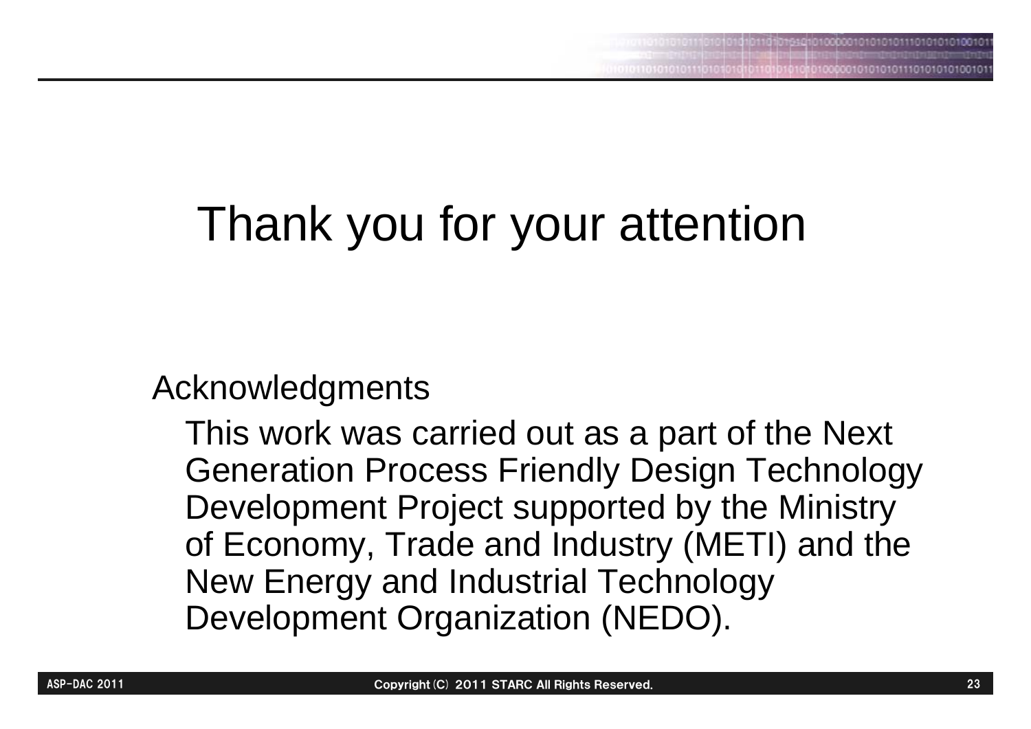# Thank you for your attention

Acknowledgments

This work was carried out as a part of the Next Generation Process Friendly Design Technology Development Project supported by the Ministry of Economy, Trade and Industry (METI) and the New Energy and Industrial Technology Development Organization (NEDO).